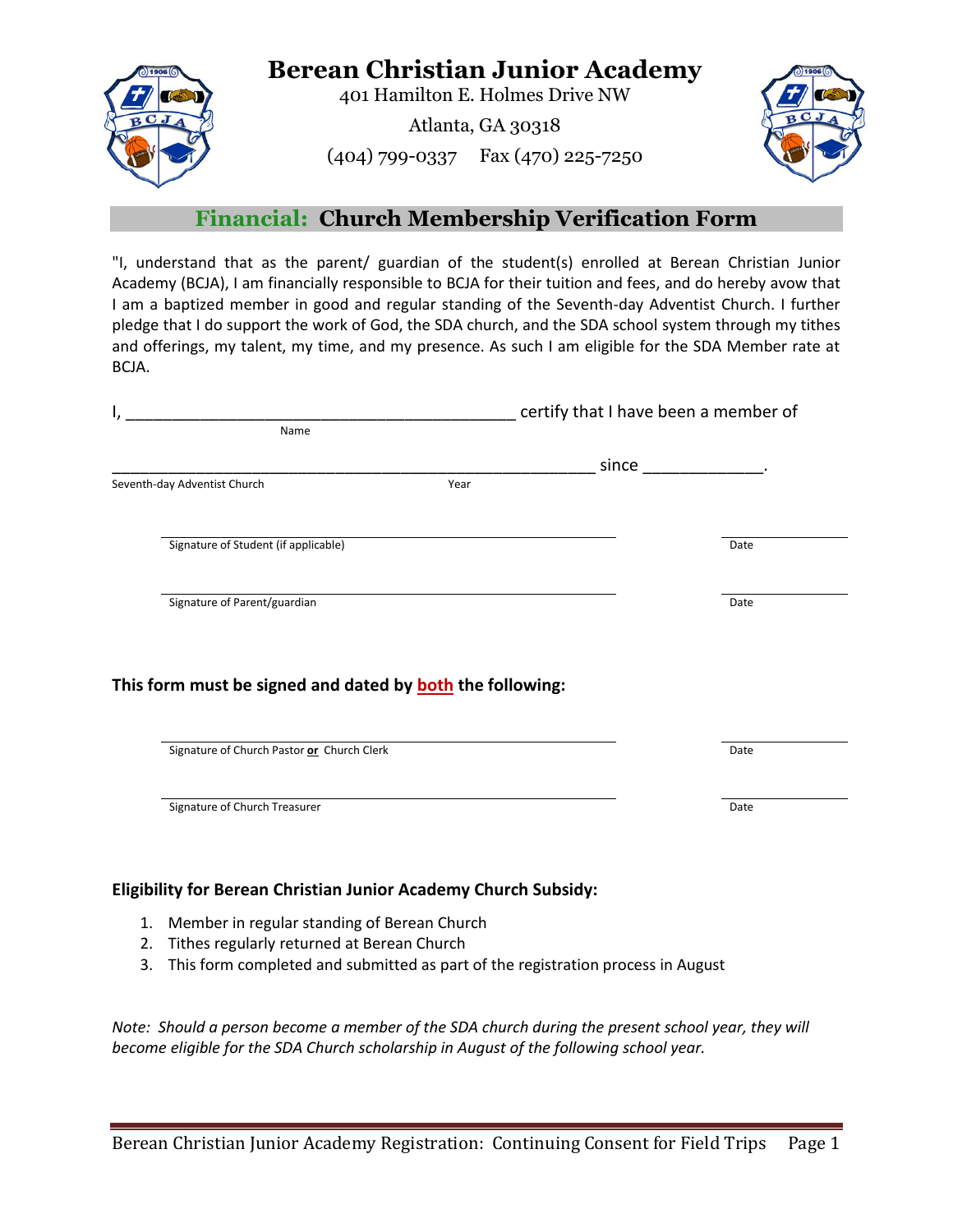# Berean Christian Junior Academy

401 Hamilton E. Holmes Drive NW

Atlanta, GA 30318

(404) 799-0337 Fax (470) 225-7250

## Financial: Church Membership Verification Form

"I, understand that as the parent/ guardian of the student(s) enrolled at Berean Christian Junior Academy (BCJA), I am financially responsible to BCJA for their tuition and fees, and do hereby avow that I am a baptized member in good and regular standing of the Seventh-day Adventist Church. I further pledge that I do support the work of God, the SDA church, and the SDA school system through my tithes and offerings, my talent, my time, and my presence. As such I am eligible for the SDA Member rate at BCJA.

I, ________________________________________ certify that I have been a member of
Name

______________________________________________________ since ____________.
Seventh-day Adventist Church Year

______________________________________________ ____________
Signature of Student (if applicable) Date

______________________________________________ ____________
Signature of Parent/guardian Date

**This form must be signed and dated by both the following:**

______________________________________________ ____________
Signature of Church Pastor **or** Church Clerk Date

______________________________________________ ____________
Signature of Church Treasurer Date

**Eligibility for Berean Christian Junior Academy Church Subsidy:**

1. Member in regular standing of Berean Church
2. Tithes regularly returned at Berean Church
3. This form completed and submitted as part of the registration process in August

*Note: Should a person become a member of the SDA church during the present school year, they will become eligible for the SDA Church scholarship in August of the following school year.*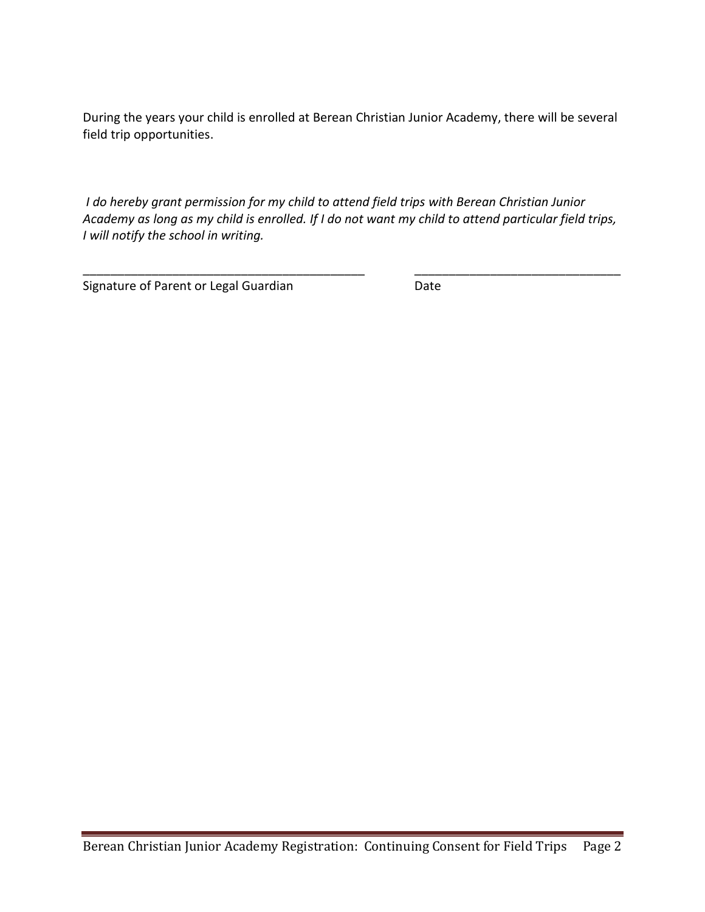During the years your child is enrolled at Berean Christian Junior Academy, there will be several field trip opportunities.

*I do hereby grant permission for my child to attend field trips with Berean Christian Junior Academy as long as my child is enrolled. If I do not want my child to attend particular field trips, I will notify the school in writing.*

___________________________________________ ______________________________

Signature of Parent or Legal Guardian Date